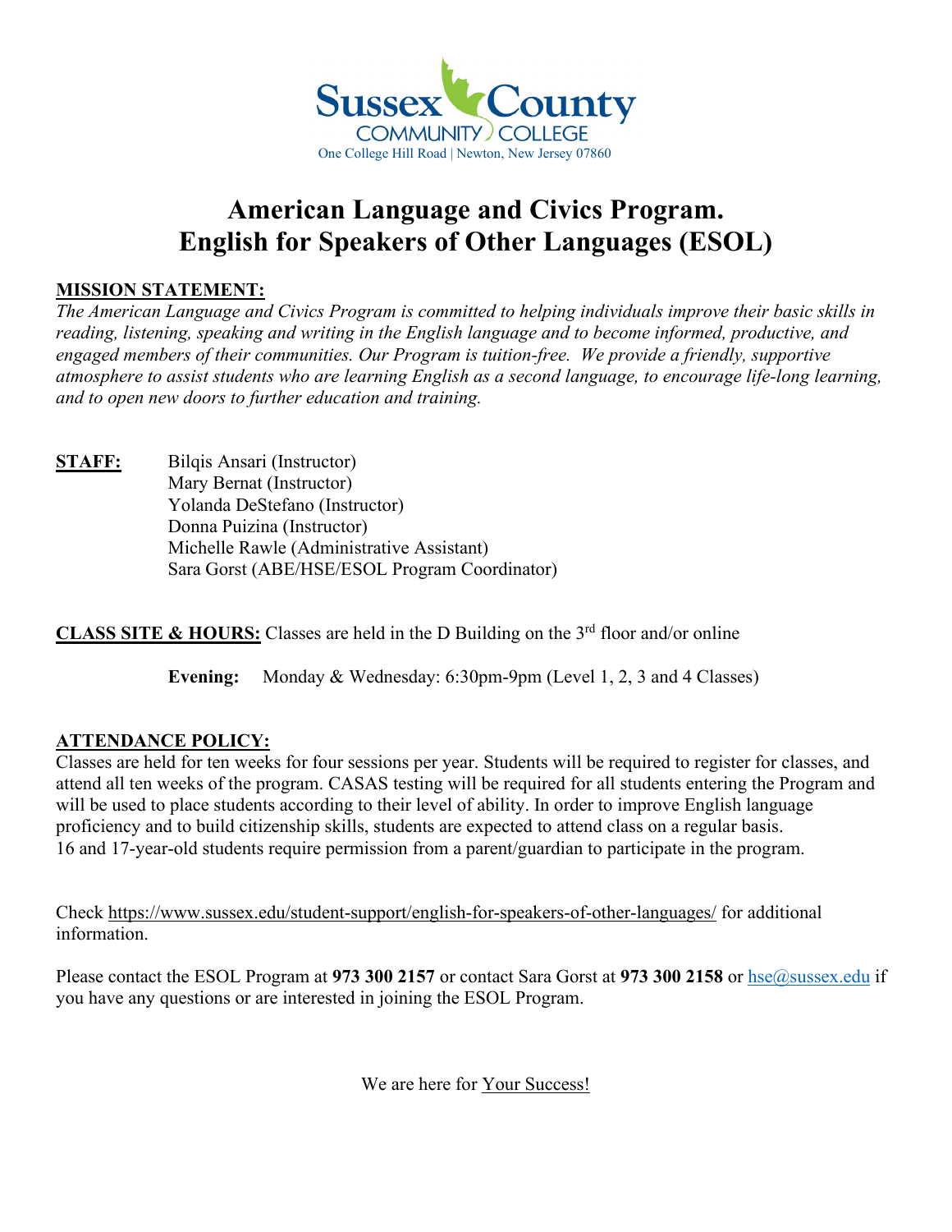Sussex County
COMMUNITY COLLEGE
One College Hill Road | Newton, New Jersey 07860

# American Language and Civics Program.
# English for Speakers of Other Languages (ESOL)

**MISSION STATEMENT:**
*The American Language and Civics Program is committed to helping individuals improve their basic skills in reading, listening, speaking and writing in the English language and to become informed, productive, and engaged members of their communities. Our Program is tuition-free. We provide a friendly, supportive atmosphere to assist students who are learning English as a second language, to encourage life-long learning, and to open new doors to further education and training.*

**STAFF:**
Bilqis Ansari (Instructor)
Mary Bernat (Instructor)
Yolanda DeStefano (Instructor)
Donna Puizina (Instructor)
Michelle Rawle (Administrative Assistant)
Sara Gorst (ABE/HSE/ESOL Program Coordinator)

**CLASS SITE & HOURS:** Classes are held in the D Building on the 3rd floor and/or online

**Evening:** Monday & Wednesday: 6:30pm-9pm (Level 1, 2, 3 and 4 Classes)

**ATTENDANCE POLICY:**
Classes are held for ten weeks for four sessions per year. Students will be required to register for classes, and attend all ten weeks of the program. CASAS testing will be required for all students entering the Program and will be used to place students according to their level of ability. In order to improve English language proficiency and to build citizenship skills, students are expected to attend class on a regular basis.
16 and 17-year-old students require permission from a parent/guardian to participate in the program.

Check https://www.sussex.edu/student-support/english-for-speakers-of-other-languages/ for additional information.

Please contact the ESOL Program at **973 300 2157** or contact Sara Gorst at **973 300 2158** or hse@sussex.edu if you have any questions or are interested in joining the ESOL Program.

We are here for Your Success!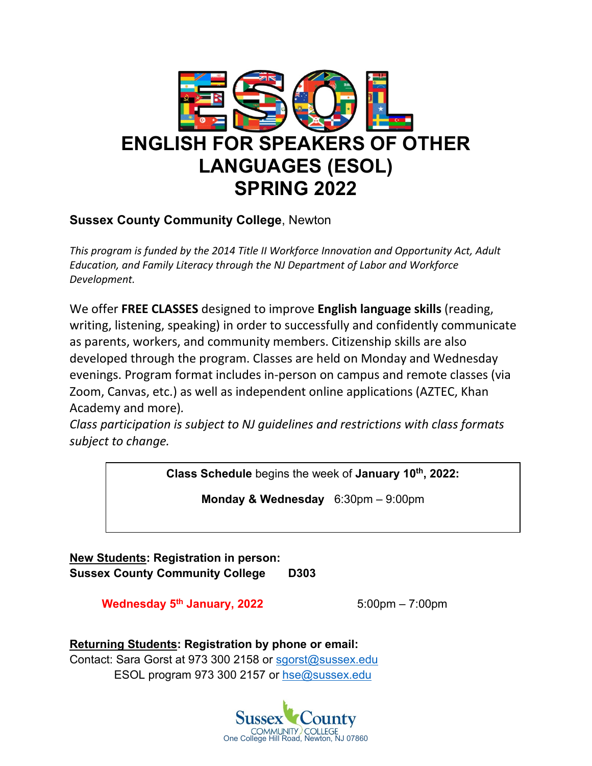# ESOL

# ENGLISH FOR SPEAKERS OF OTHER LANGUAGES (ESOL) SPRING 2022

**Sussex County Community College**, Newton

*This program is funded by the 2014 Title II Workforce Innovation and Opportunity Act, Adult Education, and Family Literacy through the NJ Department of Labor and Workforce Development.*

We offer **FREE CLASSES** designed to improve **English language skills** (reading, writing, listening, speaking) in order to successfully and confidently communicate as parents, workers, and community members. Citizenship skills are also developed through the program. Classes are held on Monday and Wednesday evenings. Program format includes in-person on campus and remote classes (via Zoom, Canvas, etc.) as well as independent online applications (AZTEC, Khan Academy and more)*.*
*Class participation is subject to NJ guidelines and restrictions with class formats subject to change.*

**Class Schedule** begins the week of **January 10th, 2022:**

**Monday & Wednesday** 6:30pm – 9:00pm

**New Students: Registration in person:**
**Sussex County Community College D303**

**Wednesday 5th January, 2022** 5:00pm – 7:00pm

**Returning Students: Registration by phone or email:**
Contact: Sara Gorst at 973 300 2158 or sgorst@sussex.edu
ESOL program 973 300 2157 or hse@sussex.edu

Sussex County COMMUNITY COLLEGE
One College Hill Road, Newton, NJ 07860